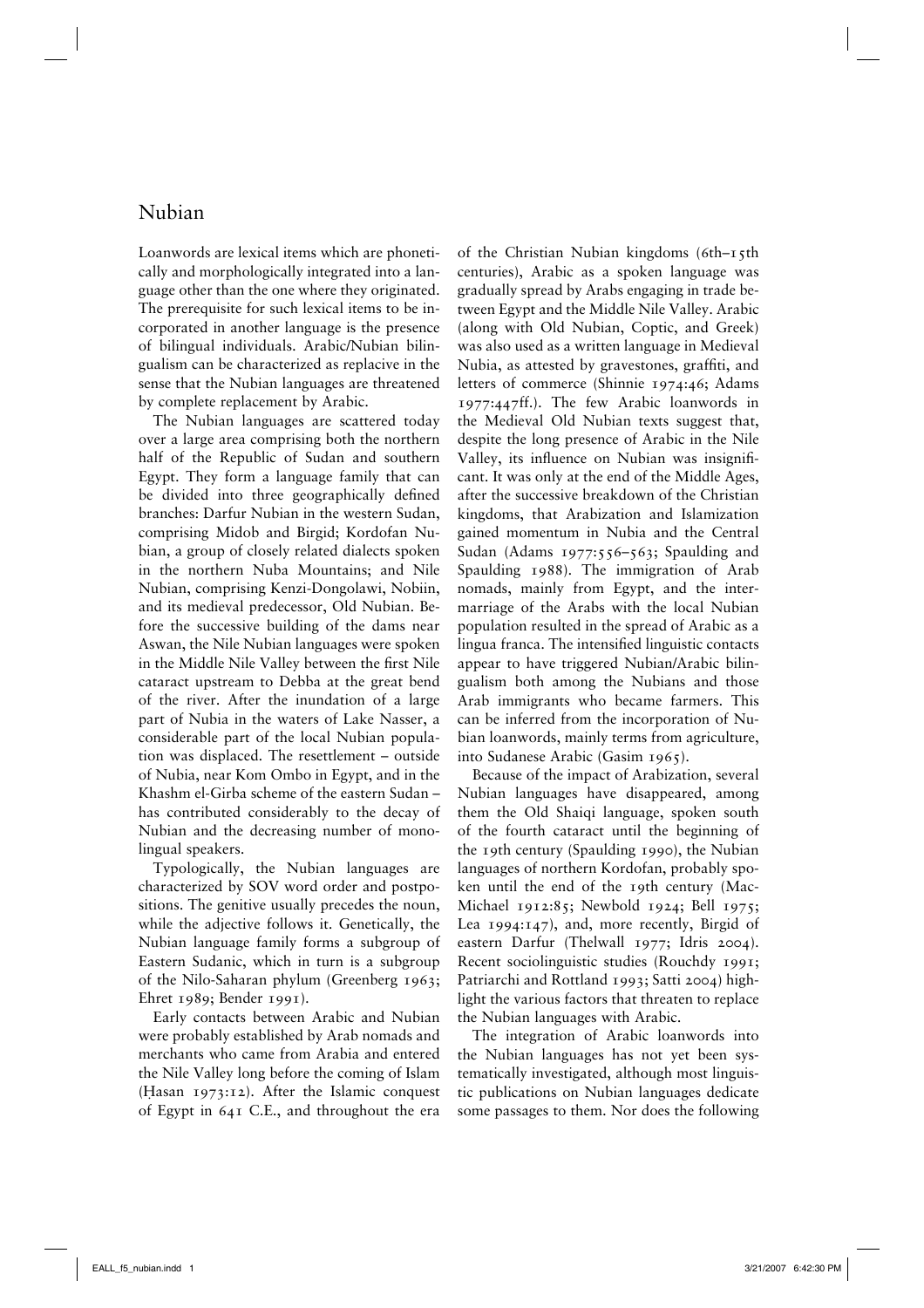# Nubian

Loanwords are lexical items which are phonetically and morphologically integrated into a language other than the one where they originated. The prerequisite for such lexical items to be incorporated in another language is the presence of bilingual individuals. Arabic/Nubian bilingualism can be characterized as replacive in the sense that the Nubian languages are threatened by complete replacement by Arabic.

The Nubian languages are scattered today over a large area comprising both the northern half of the Republic of Sudan and southern Egypt. They form a language family that can be divided into three geographically defined branches: Darfur Nubian in the western Sudan, comprising Midob and Birgid; Kordofan Nubian, a group of closely related dialects spoken in the northern Nuba Mountains; and Nile Nubian, comprising Kenzi-Dongolawi, Nobiin, and its medieval predecessor, Old Nubian. Before the successive building of the dams near Aswan, the Nile Nubian languages were spoken in the Middle Nile Valley between the first Nile cataract upstream to Debba at the great bend of the river. After the inundation of a large part of Nubia in the waters of Lake Nasser, a considerable part of the local Nubian population was displaced. The resettlement – outside of Nubia, near Kom Ombo in Egypt, and in the Khashm el-Girba scheme of the eastern Sudan – has contributed considerably to the decay of Nubian and the decreasing number of monolingual speakers.

Typologically, the Nubian languages are characterized by SOV word order and postpositions. The genitive usually precedes the noun, while the adjective follows it. Genetically, the Nubian language family forms a subgroup of Eastern Sudanic, which in turn is a subgroup of the Nilo-Saharan phylum (Greenberg 1963; Ehret 1989; Bender 1991).

Early contacts between Arabic and Nubian were probably established by Arab nomads and merchants who came from Arabia and entered the Nile Valley long before the coming of Islam (Ḥasan 1973:12). After the Islamic conquest of Egypt in 641 C.E., and throughout the era of the Christian Nubian kingdoms (6th–15th centuries), Arabic as a spoken language was gradually spread by Arabs engaging in trade between Egypt and the Middle Nile Valley. Arabic (along with Old Nubian, Coptic, and Greek) was also used as a written language in Medieval Nubia, as attested by gravestones, graffiti, and letters of commerce (Shinnie 1974:46; Adams 1977:447ff.). The few Arabic loanwords in the Medieval Old Nubian texts suggest that, despite the long presence of Arabic in the Nile Valley, its influence on Nubian was insignificant. It was only at the end of the Middle Ages, after the successive breakdown of the Christian kingdoms, that Arabization and Islamization gained momentum in Nubia and the Central Sudan (Adams 1977:556–563; Spaulding and Spaulding 1988). The immigration of Arab nomads, mainly from Egypt, and the intermarriage of the Arabs with the local Nubian population resulted in the spread of Arabic as a lingua franca. The intensified linguistic contacts appear to have triggered Nubian/Arabic bilingualism both among the Nubians and those Arab immigrants who became farmers. This can be inferred from the incorporation of Nubian loanwords, mainly terms from agriculture, into Sudanese Arabic (Gasim 1965).

Because of the impact of Arabization, several Nubian languages have disappeared, among them the Old Shaiqi language, spoken south of the fourth cataract until the beginning of the 19th century (Spaulding 1990), the Nubian languages of northern Kordofan, probably spoken until the end of the 19th century (MacMichael 1912:85; Newbold 1924; Bell 1975; Lea 1994:147), and, more recently, Birgid of eastern Darfur (Thelwall 1977; Idris 2004). Recent sociolinguistic studies (Rouchdy 1991; Patriarchi and Rottland 1993; Satti 2004) highlight the various factors that threaten to replace the Nubian languages with Arabic.

The integration of Arabic loanwords into the Nubian languages has not yet been systematically investigated, although most linguistic publications on Nubian languages dedicate some passages to them. Nor does the following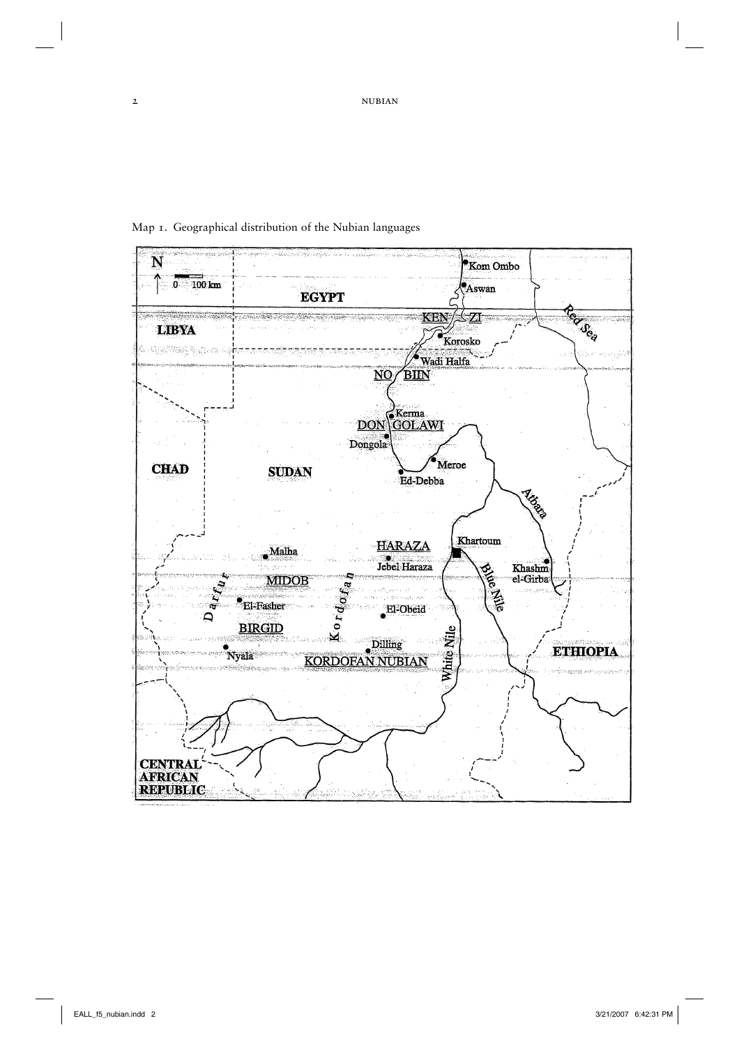Map 1. Geographical distribution of the Nubian languages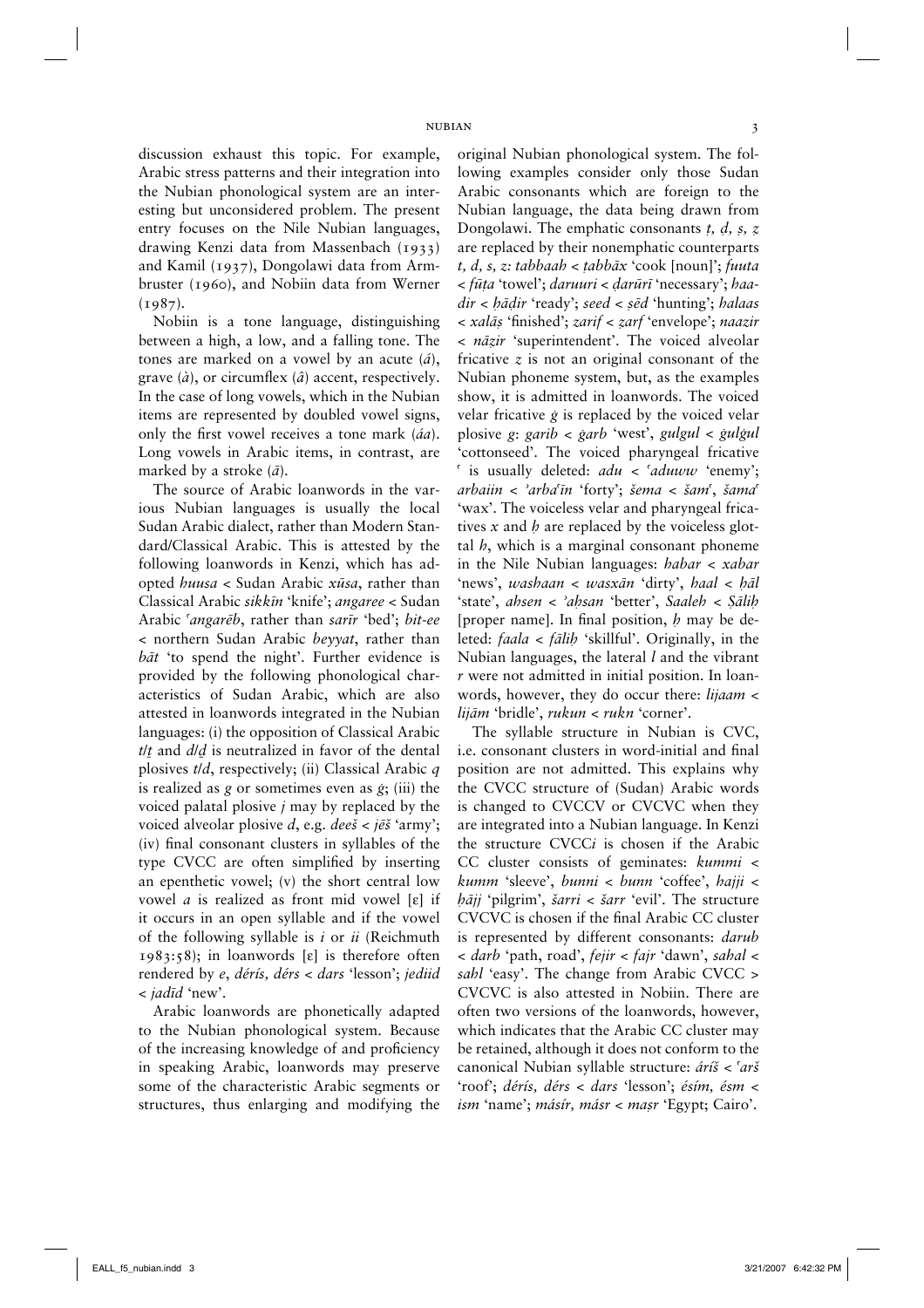discussion exhaust this topic. For example, Arabic stress patterns and their integration into the Nubian phonological system are an interesting but unconsidered problem. The present entry focuses on the Nile Nubian languages, drawing Kenzi data from Massenbach (1933) and Kamil (1937), Dongolawi data from Armbruster (1960), and Nobiin data from Werner (1987).

Nobiin is a tone language, distinguishing between a high, a low, and a falling tone. The tones are marked on a vowel by an acute (*á*), grave (*à*), or circumflex (*â*) accent, respectively. In the case of long vowels, which in the Nubian items are represented by doubled vowel signs, only the first vowel receives a tone mark (*áa*). Long vowels in Arabic items, in contrast, are marked by a stroke (*ā*).

The source of Arabic loanwords in the various Nubian languages is usually the local Sudan Arabic dialect, rather than Modern Standard/Classical Arabic. This is attested by the following loanwords in Kenzi, which has adopted *huusa* < Sudan Arabic *xūsa*, rather than Classical Arabic *sikkīn* 'knife'; *angaree* < Sudan Arabic *ʿangarēb*, rather than *sarīr* 'bed'; *bit-ee* < northern Sudan Arabic *beyyat*, rather than *bāt* 'to spend the night'. Further evidence is provided by the following phonological characteristics of Sudan Arabic, which are also attested in loanwords integrated in the Nubian languages: (i) the opposition of Classical Arabic *t*/*ṯ* and *d*/*ḏ* is neutralized in favor of the dental plosives *t*/*d*, respectively; (ii) Classical Arabic *q* is realized as *g* or sometimes even as *ġ*; (iii) the voiced palatal plosive *j* may by replaced by the voiced alveolar plosive *d*, e.g. *deeš* < *jēš* 'army'; (iv) final consonant clusters in syllables of the type CVCC are often simplified by inserting an epenthetic vowel; (v) the short central low vowel *a* is realized as front mid vowel [ɛ] if it occurs in an open syllable and if the vowel of the following syllable is *i* or *ii* (Reichmuth 1983:58); in loanwords [ɛ] is therefore often rendered by *e*, *dérís, dérs* < *dars* 'lesson'; *jediid* < *jadīd* 'new'.

Arabic loanwords are phonetically adapted to the Nubian phonological system. Because of the increasing knowledge of and proficiency in speaking Arabic, loanwords may preserve some of the characteristic Arabic segments or structures, thus enlarging and modifying the original Nubian phonological system. The following examples consider only those Sudan Arabic consonants which are foreign to the Nubian language, the data being drawn from Dongolawi. The emphatic consonants *ṭ, ḍ, ṣ, ẓ* are replaced by their nonemphatic counterparts *t, d, s, z*: *tabbaah* < *ṭabbāx* 'cook [noun]'; *fuuta* < *fūṭa* 'towel'; *daruuri* < *ḍarūrī* 'necessary'; *haadir* < *ḥāḍir* 'ready'; *seed* < *ṣēd* 'hunting'; *halaas* < *xalāṣ* 'finished'; *zarif* < *ẓarf* 'envelope'; *naazir* < *nāẓir* 'superintendent'. The voiced alveolar fricative *z* is not an original consonant of the Nubian phoneme system, but, as the examples show, it is admitted in loanwords. The voiced velar fricative *ġ* is replaced by the voiced velar plosive *g*: *garib* < *ġarb* 'west', *gulgul* < *ġulġul* 'cottonseed'. The voiced pharyngeal fricative *ʿ* is usually deleted: *adu* < *ʿaduww* 'enemy'; *arbaiin* < *ʾarbaʿīn* 'forty'; *šema* < *šamʿ*, *šamaʿ* 'wax'. The voiceless velar and pharyngeal fricatives *x* and *ḥ* are replaced by the voiceless glottal *h*, which is a marginal consonant phoneme in the Nile Nubian languages: *habar* < *xabar* 'news', *washaan* < *wasxān* 'dirty', *haal* < *ḥāl* 'state', *ahsen* < *ʾaḥsan* 'better', *Saaleh* < *Ṣāliḥ* [proper name]. In final position, *ḥ* may be deleted: *faala* < *fāliḥ* 'skillful'. Originally, in the Nubian languages, the lateral *l* and the vibrant *r* were not admitted in initial position. In loanwords, however, they do occur there: *lijaam* < *lijām* 'bridle', *rukun* < *rukn* 'corner'.

The syllable structure in Nubian is CVC, i.e. consonant clusters in word-initial and final position are not admitted. This explains why the CVCC structure of (Sudan) Arabic words is changed to CVCCV or CVCVC when they are integrated into a Nubian language. In Kenzi the structure CVCC*i* is chosen if the Arabic CC cluster consists of geminates: *kummi* < *kumm* 'sleeve', *bunni* < *bunn* 'coffee', *hajji* < *ḥājj* 'pilgrim', *šarri* < *šarr* 'evil'. The structure CVCVC is chosen if the final Arabic CC cluster is represented by different consonants: *darub* < *darb* 'path, road', *fejir* < *fajr* 'dawn', *sahal* < *sahl* 'easy'. The change from Arabic CVCC > CVCVC is also attested in Nobiin. There are often two versions of the loanwords, however, which indicates that the Arabic CC cluster may be retained, although it does not conform to the canonical Nubian syllable structure: *áríš* < *ʿarš* 'roof'; *dérís, dérs* < *dars* 'lesson'; *ésím, ésm* < *ism* 'name'; *másír, másr* < *maṣr* 'Egypt; Cairo'.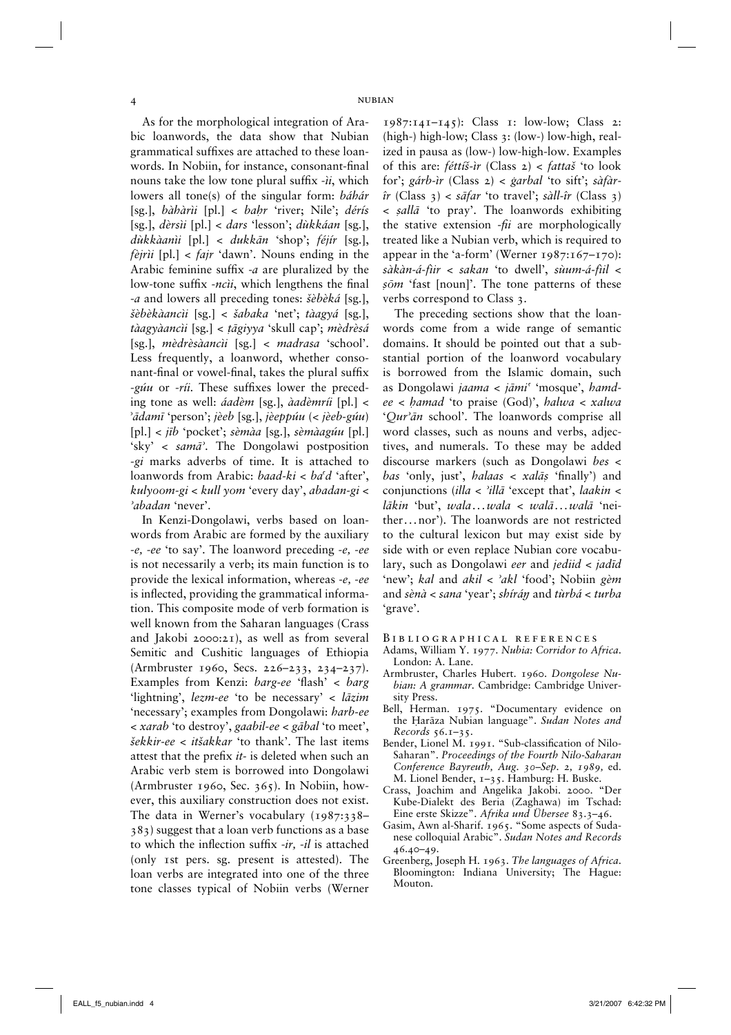As for the morphological integration of Arabic loanwords, the data show that Nubian grammatical suffixes are attached to these loanwords. In Nobiin, for instance, consonant-final nouns take the low tone plural suffix *-ìi*, which lowers all tone(s) of the singular form: *báhár* [sg.], *bàhàrìi* [pl.] < *baḥr* 'river; Nile'; *dérís* [sg.], *dèrsìi* [pl.] < *dars* 'lesson'; *dùkkáan* [sg.], *dùkkàanìi* [pl.] < *dukkān* 'shop'; *féjír* [sg.], *fèjrìi* [pl.] < *fajr* 'dawn'. Nouns ending in the Arabic feminine suffix *-a* are pluralized by the low-tone suffix *-ncìi*, which lengthens the final *-a* and lowers all preceding tones: *šèbèká* [sg.], *šèbèkàancìi* [sg.] < *šabaka* 'net'; *tàagyá* [sg.], *tàagyàancìi* [sg.] < *ṭāgiyya* 'skull cap'; *mèdrèsá* [sg.], *mèdrèsàancìi* [sg.] < *madrasa* 'school'. Less frequently, a loanword, whether consonant-final or vowel-final, takes the plural suffix *-gúu* or *-ríi*. These suffixes lower the preceding tone as well: *áadèm* [sg.], *àadèmríi* [pl.] < *ʾādamī* 'person'; *jèeb* [sg.], *jèeppúu* (< *jèeb-gúu*) [pl.] < *jīb* 'pocket'; *sèmàa* [sg.], *sèmàagúu* [pl.] 'sky' < *samāʾ*. The Dongolawi postposition *-gi* marks adverbs of time. It is attached to loanwords from Arabic: *baad-ki* < *baʿd* 'after', *kulyoom-gi* < *kull yom* 'every day', *abadan-gi* < *ʾabadan* 'never'.

In Kenzi-Dongolawi, verbs based on loanwords from Arabic are formed by the auxiliary *-e, -ee* 'to say'. The loanword preceding *-e, -ee* is not necessarily a verb; its main function is to provide the lexical information, whereas *-e, -ee* is inflected, providing the grammatical information. This composite mode of verb formation is well known from the Saharan languages (Crass and Jakobi 2000:21), as well as from several Semitic and Cushitic languages of Ethiopia (Armbruster 1960, Secs. 226–233, 234–237). Examples from Kenzi: *barg-ee* 'flash' < *barg* 'lightning', *lezm-ee* 'to be necessary' < *lāzim* 'necessary'; examples from Dongolawi: *harb-ee* < *xarab* 'to destroy', *gaabil-ee* < *gābal* 'to meet', *šekkir-ee* < *itšakkar* 'to thank'. The last items attest that the prefix *it-* is deleted when such an Arabic verb stem is borrowed into Dongolawi (Armbruster 1960, Sec. 365). In Nobiin, however, this auxiliary construction does not exist. The data in Werner's vocabulary (1987:338–383) suggest that a loan verb functions as a base to which the inflection suffix *-ir, -il* is attached (only 1st pers. sg. present is attested). The loan verbs are integrated into one of the three tone classes typical of Nobiin verbs (Werner 1987:141–145): Class 1: low-low; Class 2: (high-) high-low; Class 3: (low-) low-high, realized in pausa as (low-) low-high-low. Examples of this are: *féttíš-ìr* (Class 2) < *fattaš* 'to look for'; *gárb-ìr* (Class 2) < *ġarbal* 'to sift'; *sàfàr-îr* (Class 3) < *sāfar* 'to travel'; *sàll-îr* (Class 3) < *ṣallā* 'to pray'. The loanwords exhibiting the stative extension *-fii* are morphologically treated like a Nubian verb, which is required to appear in the 'a-form' (Werner 1987:167–170): *sàkàn-á-fiir* < *sakan* 'to dwell', *sùum-á-fiil* < *ṣōm* 'fast [noun]'. The tone patterns of these verbs correspond to Class 3.

The preceding sections show that the loanwords come from a wide range of semantic domains. It should be pointed out that a substantial portion of the loanword vocabulary is borrowed from the Islamic domain, such as Dongolawi *jaama* < *jāmiʿ* 'mosque', *hamdee* < *ḥamad* 'to praise (God)', *halwa* < *xalwa* '*Qurʾān* school'. The loanwords comprise all word classes, such as nouns and verbs, adjectives, and numerals. To these may be added discourse markers (such as Dongolawi *bes* < *bas* 'only, just', *halaas* < *xalāṣ* 'finally') and conjunctions (*illa* < *ʾillā* 'except that', *laakin* < *lākin* 'but', *wala…wala* < *walā…walā* 'neither…nor'). The loanwords are not restricted to the cultural lexicon but may exist side by side with or even replace Nubian core vocabulary, such as Dongolawi *eer* and *jediid* < *jadīd* 'new'; *kal* and *akil* < *ʾakl* 'food'; Nobiin *gèm* and *sènà* < *sana* 'year'; *shíráŋ* and *tùrbá* < *turba* 'grave'.

## Bibliographical references

Adams, William Y. 1977. *Nubia: Corridor to Africa*. London: A. Lane.

Armbruster, Charles Hubert. 1960. *Dongolese Nubian: A grammar*. Cambridge: Cambridge University Press.

Bell, Herman. 1975. "Documentary evidence on the Ḥarāza Nubian language". *Sudan Notes and Records* 56.1–35.

Bender, Lionel M. 1991. "Sub-classification of Nilo-Saharan". *Proceedings of the Fourth Nilo-Saharan Conference Bayreuth, Aug. 30–Sep. 2, 1989*, ed. M. Lionel Bender, 1–35. Hamburg: H. Buske.

Crass, Joachim and Angelika Jakobi. 2000. "Der Kube-Dialekt des Beria (Zaghawa) im Tschad: Eine erste Skizze". *Afrika und Übersee* 83.3–46.

Gasim, Awn al-Sharif. 1965. "Some aspects of Sudanese colloquial Arabic". *Sudan Notes and Records* 46.40–49.

Greenberg, Joseph H. 1963. *The languages of Africa*. Bloomington: Indiana University; The Hague: Mouton.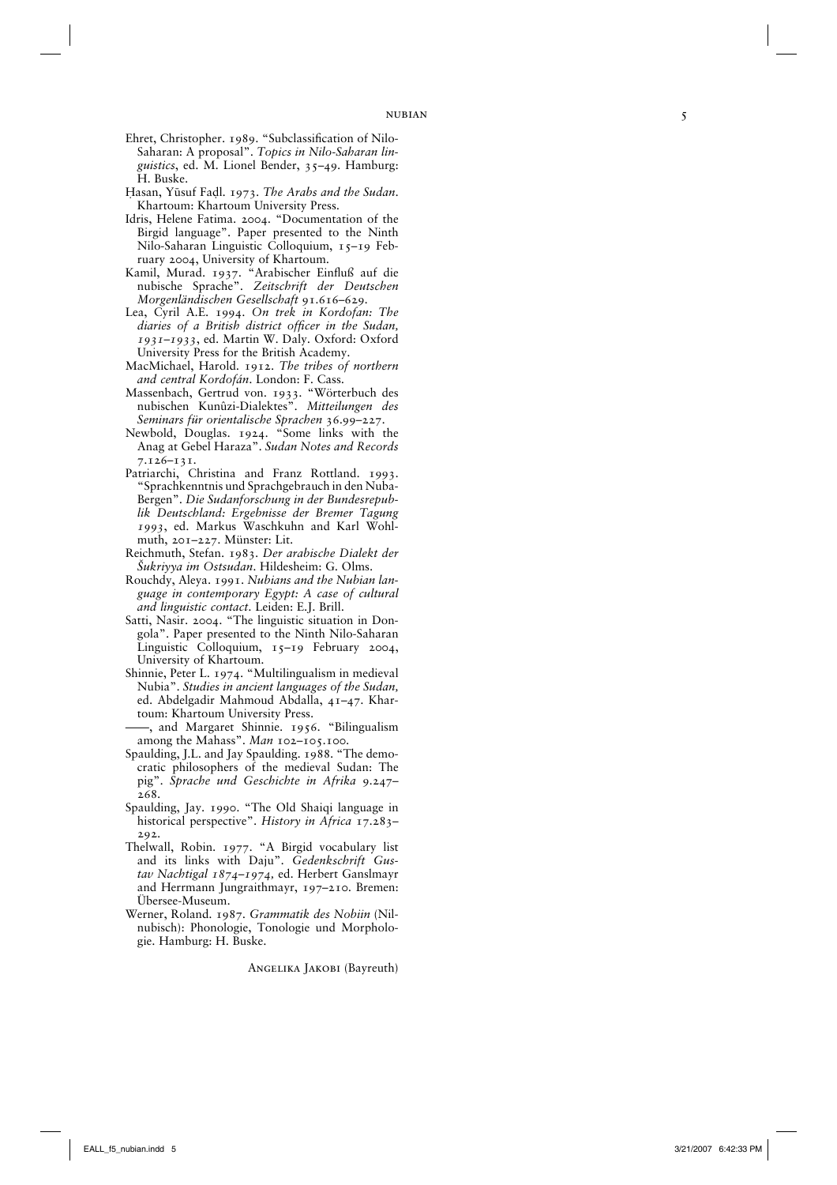Ehret, Christopher. 1989. "Subclassification of Nilo-Saharan: A proposal". *Topics in Nilo-Saharan linguistics*, ed. M. Lionel Bender, 35–49. Hamburg: H. Buske.

Ḥasan, Yūsuf Faḍl. 1973. *The Arabs and the Sudan*. Khartoum: Khartoum University Press.

Idris, Helene Fatima. 2004. "Documentation of the Birgid language". Paper presented to the Ninth Nilo-Saharan Linguistic Colloquium, 15–19 February 2004, University of Khartoum.

Kamil, Murad. 1937. "Arabischer Einfluß auf die nubische Sprache". *Zeitschrift der Deutschen Morgenländischen Gesellschaft* 91.616–629.

Lea, Cyril A.E. 1994. *On trek in Kordofan: The diaries of a British district officer in the Sudan, 1931–1933*, ed. Martin W. Daly. Oxford: Oxford University Press for the British Academy.

MacMichael, Harold. 1912. *The tribes of northern and central Kordofán*. London: F. Cass.

Massenbach, Gertrud von. 1933. "Wörterbuch des nubischen Kunûzi-Dialektes". *Mitteilungen des Seminars für orientalische Sprachen* 36.99–227.

Newbold, Douglas. 1924. "Some links with the Anag at Gebel Haraza". *Sudan Notes and Records* 7.126–131.

Patriarchi, Christina and Franz Rottland. 1993. "Sprachkenntnis und Sprachgebrauch in den Nuba-Bergen". *Die Sudanforschung in der Bundesrepublik Deutschland: Ergebnisse der Bremer Tagung 1993*, ed. Markus Waschkuhn and Karl Wohlmuth, 201–227. Münster: Lit.

Reichmuth, Stefan. 1983. *Der arabische Dialekt der Šukriyya im Ostsudan*. Hildesheim: G. Olms.

Rouchdy, Aleya. 1991. *Nubians and the Nubian language in contemporary Egypt: A case of cultural and linguistic contact*. Leiden: E.J. Brill.

Satti, Nasir. 2004. "The linguistic situation in Dongola". Paper presented to the Ninth Nilo-Saharan Linguistic Colloquium, 15–19 February 2004, University of Khartoum.

Shinnie, Peter L. 1974. "Multilingualism in medieval Nubia". *Studies in ancient languages of the Sudan,* ed. Abdelgadir Mahmoud Abdalla, 41–47. Khartoum: Khartoum University Press.

——, and Margaret Shinnie. 1956. "Bilingualism among the Mahass". *Man* 102–105.100.

Spaulding, J.L. and Jay Spaulding. 1988. "The democratic philosophers of the medieval Sudan: The pig". *Sprache und Geschichte in Afrika* 9.247–268.

Spaulding, Jay. 1990. "The Old Shaiqi language in historical perspective". *History in Africa* 17.283–292.

Thelwall, Robin. 1977. "A Birgid vocabulary list and its links with Daju". *Gedenkschrift Gustav Nachtigal 1874–1974,* ed. Herbert Ganslmayr and Herrmann Jungraithmayr, 197–210. Bremen: Übersee-Museum.

Werner, Roland. 1987. *Grammatik des Nobiin* (Nilnubisch): Phonologie, Tonologie und Morphologie. Hamburg: H. Buske.

Angelika Jakobi (Bayreuth)